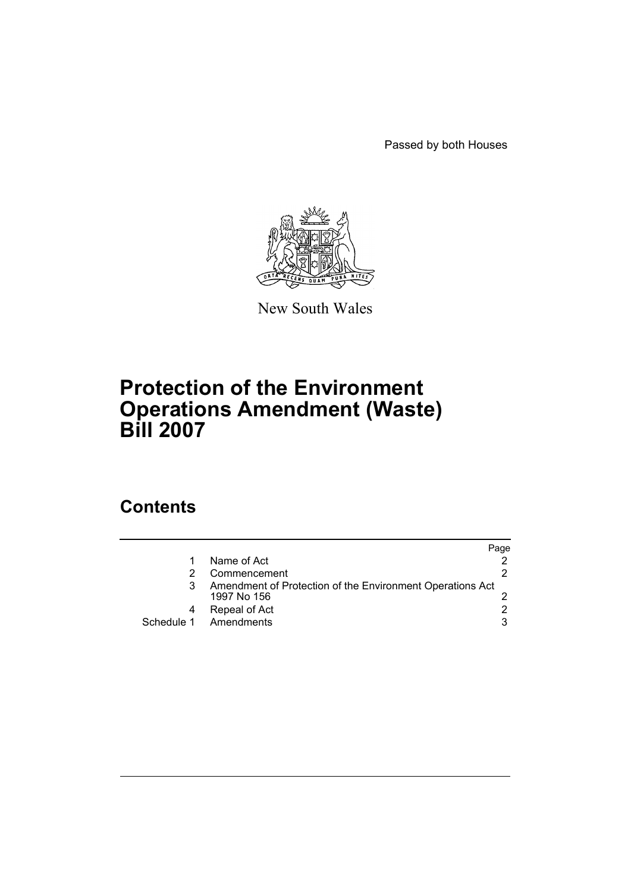Passed by both Houses

New South Wales

# Protection of the Environment Operations Amendment (Waste) Bill 2007

## Contents

| | | Page |
|---|---|---|
| 1 | Name of Act | 2 |
| 2 | Commencement | 2 |
| 3 | Amendment of Protection of the Environment Operations Act 1997 No 156 | 2 |
| 4 | Repeal of Act | 2 |
| Schedule 1 | Amendments | 3 |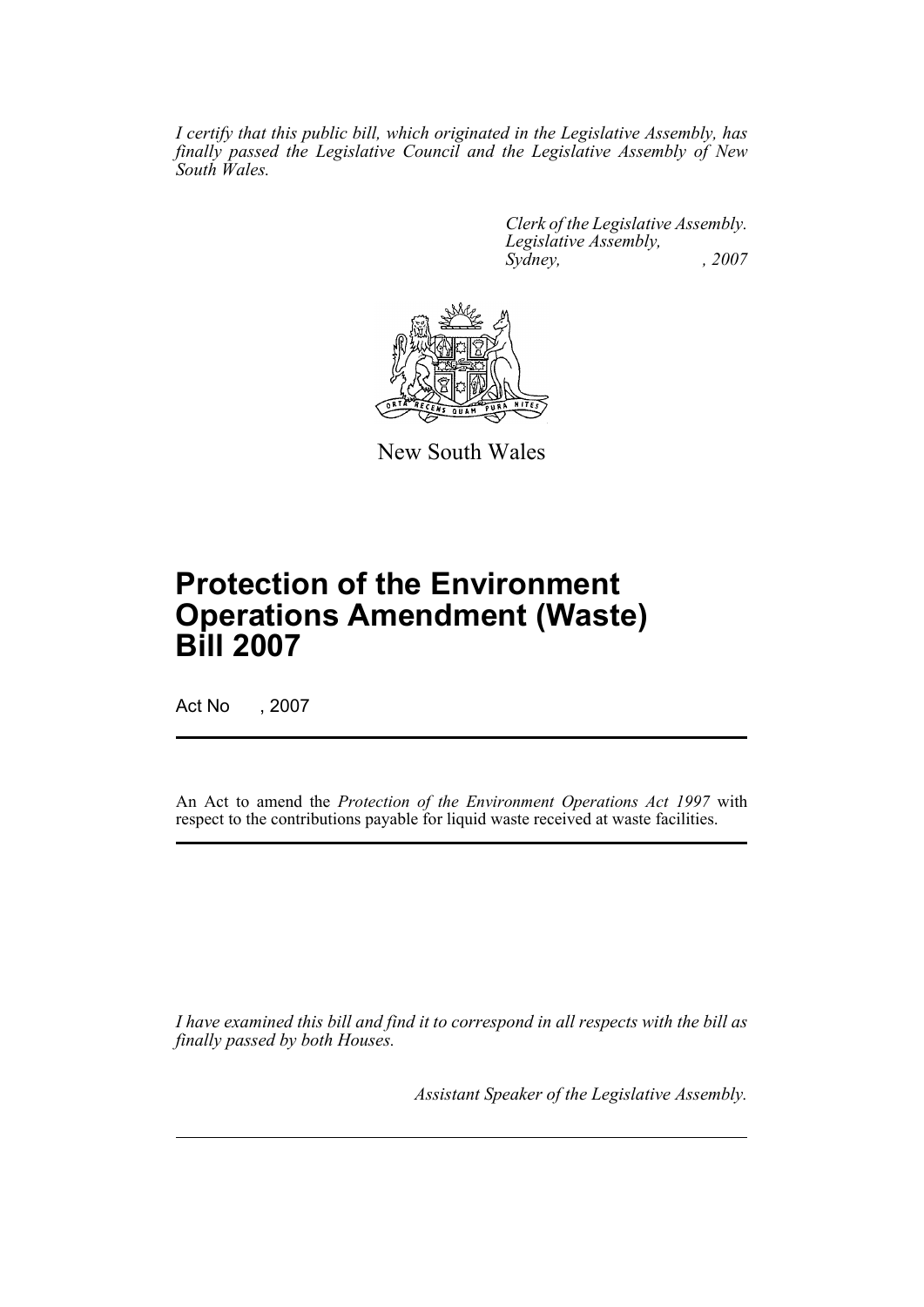*I certify that this public bill, which originated in the Legislative Assembly, has finally passed the Legislative Council and the Legislative Assembly of New South Wales.*

*Clerk of the Legislative Assembly.*
*Legislative Assembly,*
*Sydney, , 2007*

New South Wales

# Protection of the Environment Operations Amendment (Waste) Bill 2007

Act No , 2007

An Act to amend the *Protection of the Environment Operations Act 1997* with respect to the contributions payable for liquid waste received at waste facilities.

*I have examined this bill and find it to correspond in all respects with the bill as finally passed by both Houses.*

*Assistant Speaker of the Legislative Assembly.*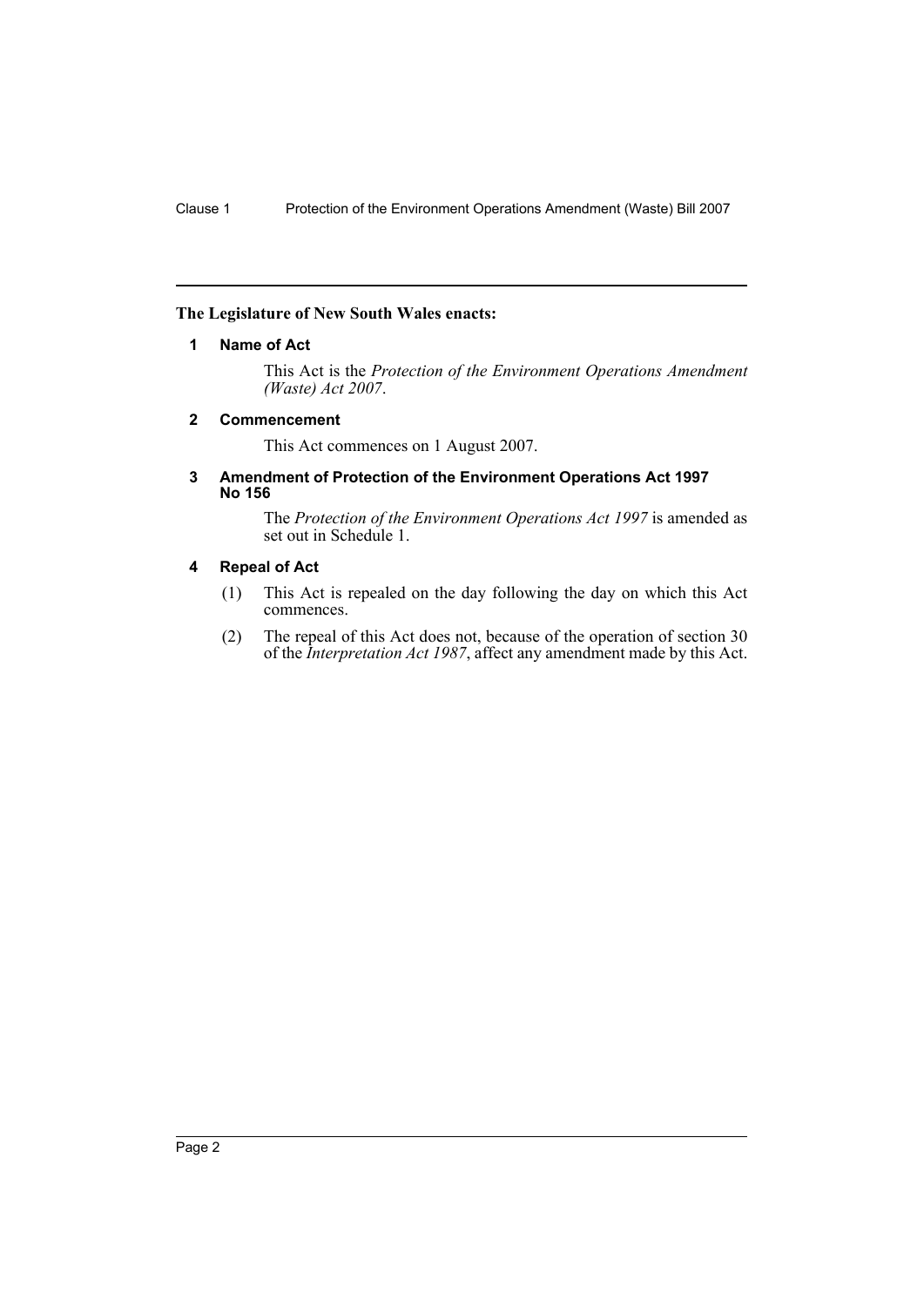**The Legislature of New South Wales enacts:**

### 1 Name of Act

This Act is the *Protection of the Environment Operations Amendment (Waste) Act 2007*.

### 2 Commencement

This Act commences on 1 August 2007.

### 3 Amendment of Protection of the Environment Operations Act 1997 No 156

The *Protection of the Environment Operations Act 1997* is amended as set out in Schedule 1.

### 4 Repeal of Act

(1) This Act is repealed on the day following the day on which this Act commences.

(2) The repeal of this Act does not, because of the operation of section 30 of the *Interpretation Act 1987*, affect any amendment made by this Act.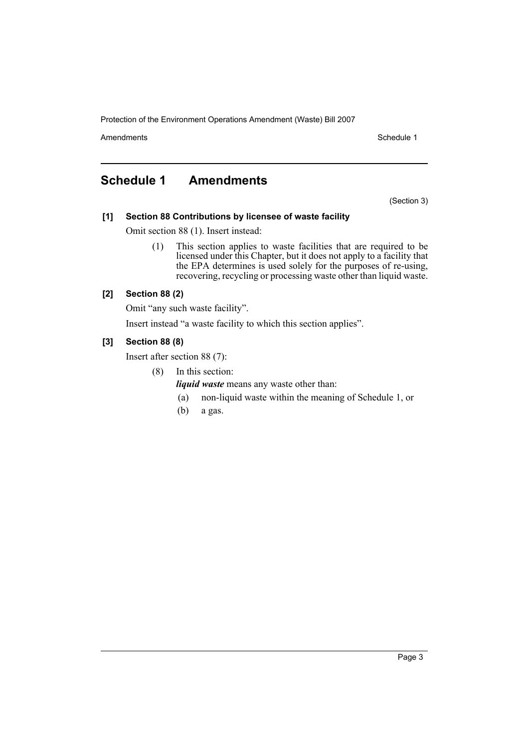## Schedule 1 Amendments

(Section 3)

### [1] Section 88 Contributions by licensee of waste facility

Omit section 88 (1). Insert instead:

> (1) This section applies to waste facilities that are required to be licensed under this Chapter, but it does not apply to a facility that the EPA determines is used solely for the purposes of re-using, recovering, recycling or processing waste other than liquid waste.

### [2] Section 88 (2)

Omit "any such waste facility".

Insert instead "a waste facility to which this section applies".

### [3] Section 88 (8)

Insert after section 88 (7):

> (8) In this section:
>
> ***liquid waste*** means any waste other than:
>
> (a) non-liquid waste within the meaning of Schedule 1, or
>
> (b) a gas.